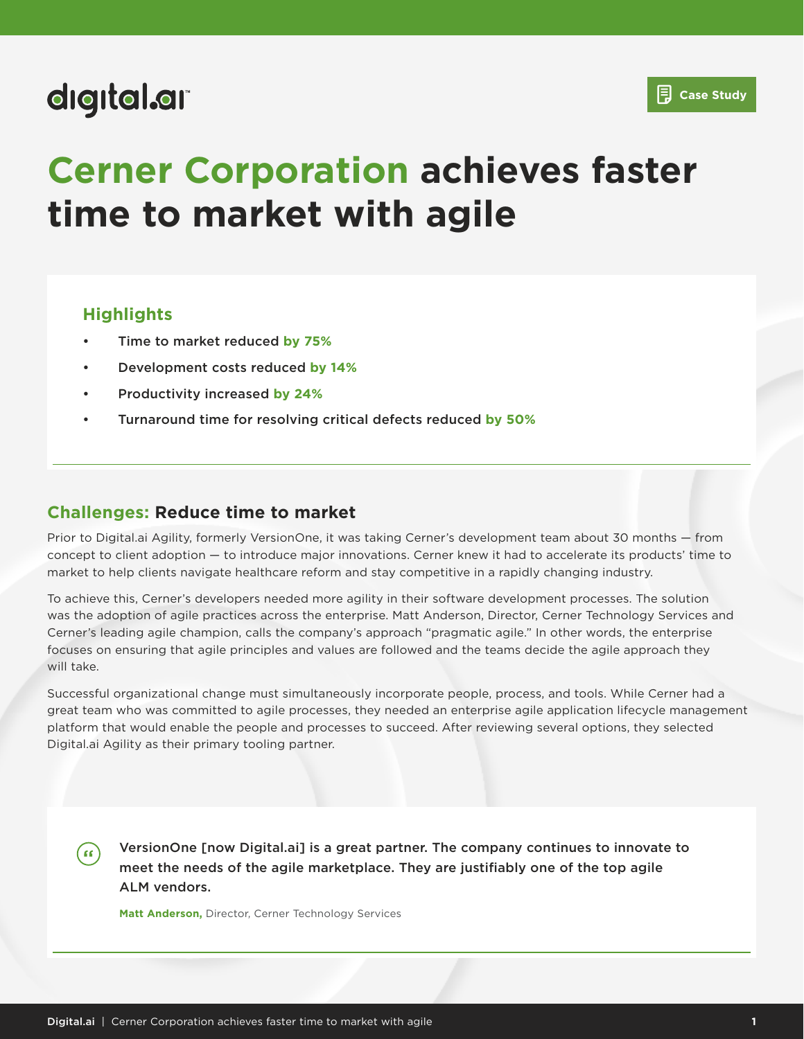Case Study

# Cerner Corporation achieves faster time to market with agile

## Highlights

- Time to market reduced **by 75%**
- Development costs reduced **by 14%**
- Productivity increased **by 24%**
- Turnaround time for resolving critical defects reduced **by 50%**

## Challenges: Reduce time to market

Prior to Digital.ai Agility, formerly VersionOne, it was taking Cerner's development team about 30 months — from concept to client adoption — to introduce major innovations. Cerner knew it had to accelerate its products' time to market to help clients navigate healthcare reform and stay competitive in a rapidly changing industry.

To achieve this, Cerner's developers needed more agility in their software development processes. The solution was the adoption of agile practices across the enterprise. Matt Anderson, Director, Cerner Technology Services and Cerner's leading agile champion, calls the company's approach "pragmatic agile." In other words, the enterprise focuses on ensuring that agile principles and values are followed and the teams decide the agile approach they will take.

Successful organizational change must simultaneously incorporate people, process, and tools. While Cerner had a great team who was committed to agile processes, they needed an enterprise agile application lifecycle management platform that would enable the people and processes to succeed. After reviewing several options, they selected Digital.ai Agility as their primary tooling partner.

> **VersionOne [now Digital.ai] is a great partner. The company continues to innovate to meet the needs of the agile marketplace. They are justifiably one of the top agile ALM vendors.**
>
> **Matt Anderson,** Director, Cerner Technology Services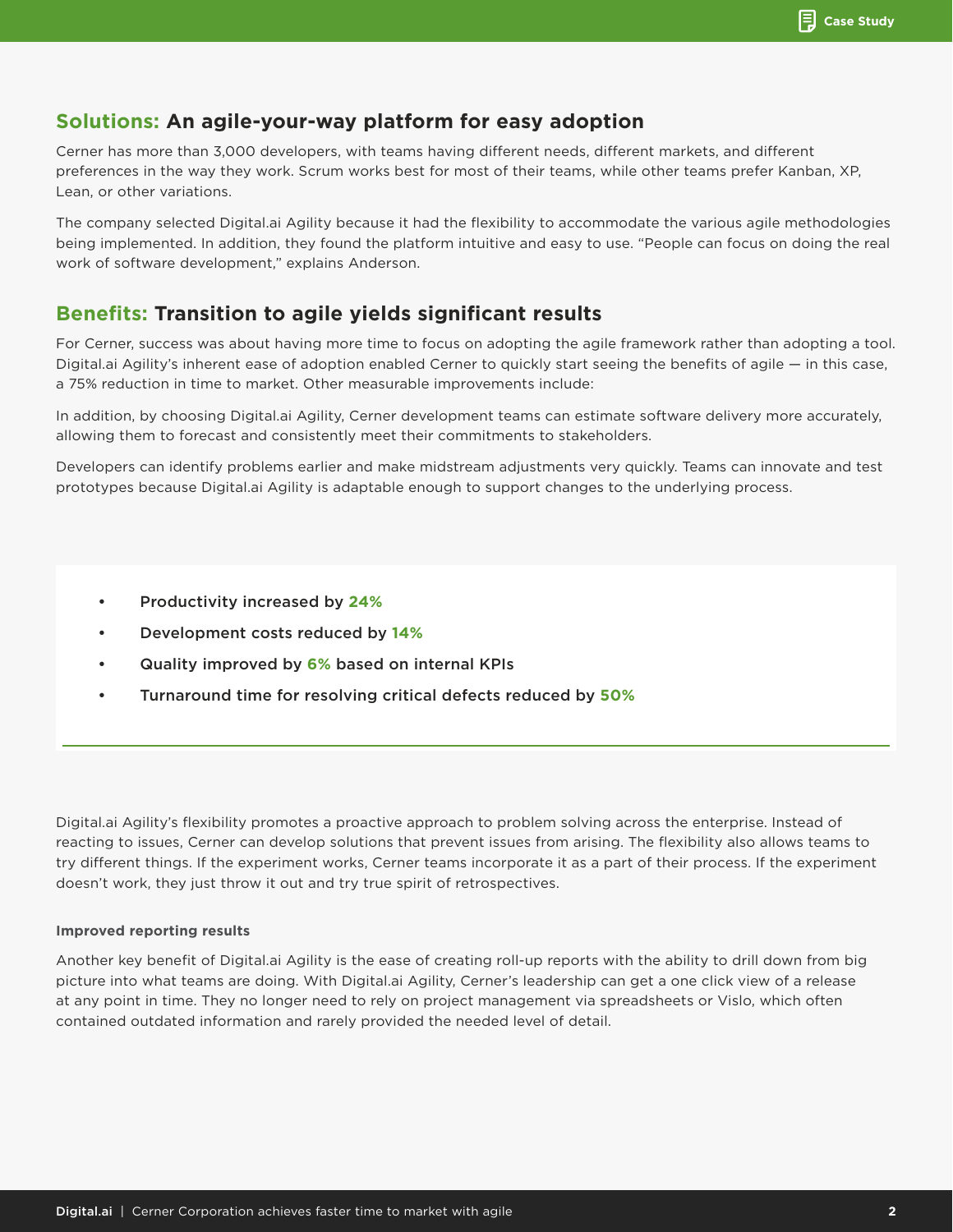## Solutions: An agile-your-way platform for easy adoption

Cerner has more than 3,000 developers, with teams having different needs, different markets, and different preferences in the way they work. Scrum works best for most of their teams, while other teams prefer Kanban, XP, Lean, or other variations.

The company selected Digital.ai Agility because it had the flexibility to accommodate the various agile methodologies being implemented. In addition, they found the platform intuitive and easy to use. “People can focus on doing the real work of software development,” explains Anderson.

## Benefits: Transition to agile yields significant results

For Cerner, success was about having more time to focus on adopting the agile framework rather than adopting a tool. Digital.ai Agility’s inherent ease of adoption enabled Cerner to quickly start seeing the benefits of agile — in this case, a 75% reduction in time to market. Other measurable improvements include:

In addition, by choosing Digital.ai Agility, Cerner development teams can estimate software delivery more accurately, allowing them to forecast and consistently meet their commitments to stakeholders.

Developers can identify problems earlier and make midstream adjustments very quickly. Teams can innovate and test prototypes because Digital.ai Agility is adaptable enough to support changes to the underlying process.

- Productivity increased by **24%**
- Development costs reduced by **14%**
- Quality improved by **6%** based on internal KPIs
- Turnaround time for resolving critical defects reduced by **50%**

Digital.ai Agility’s flexibility promotes a proactive approach to problem solving across the enterprise. Instead of reacting to issues, Cerner can develop solutions that prevent issues from arising. The flexibility also allows teams to try different things. If the experiment works, Cerner teams incorporate it as a part of their process. If the experiment doesn’t work, they just throw it out and try true spirit of retrospectives.

#### Improved reporting results

Another key benefit of Digital.ai Agility is the ease of creating roll-up reports with the ability to drill down from big picture into what teams are doing. With Digital.ai Agility, Cerner’s leadership can get a one click view of a release at any point in time. They no longer need to rely on project management via spreadsheets or Vislo, which often contained outdated information and rarely provided the needed level of detail.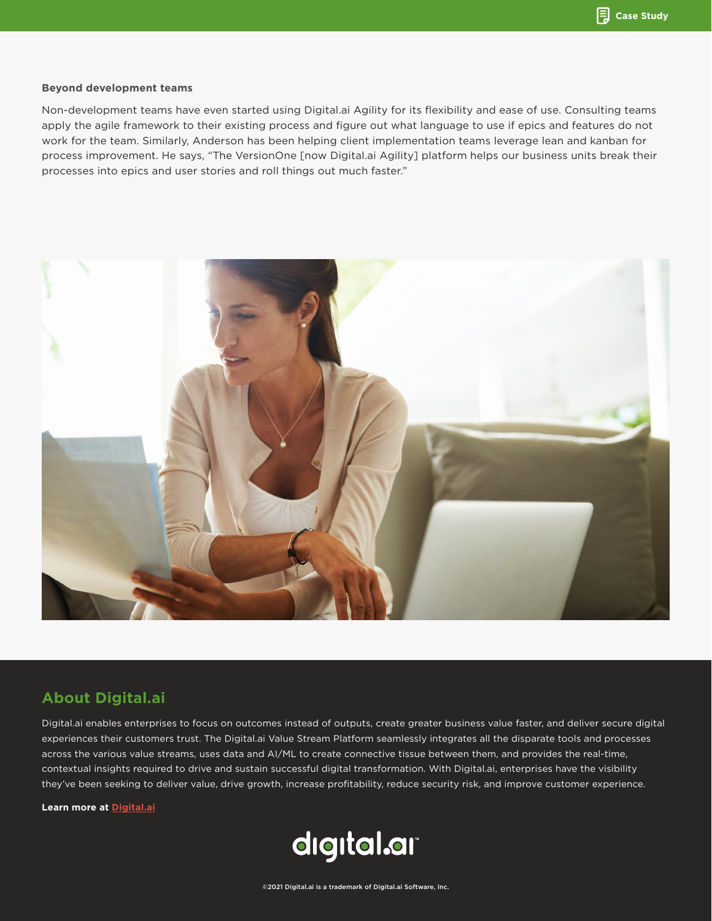### Beyond development teams

Non-development teams have even started using Digital.ai Agility for its flexibility and ease of use. Consulting teams apply the agile framework to their existing process and figure out what language to use if epics and features do not work for the team. Similarly, Anderson has been helping client implementation teams leverage lean and kanban for process improvement. He says, "The VersionOne [now Digital.ai Agility] platform helps our business units break their processes into epics and user stories and roll things out much faster."

## About Digital.ai

Digital.ai enables enterprises to focus on outcomes instead of outputs, create greater business value faster, and deliver secure digital experiences their customers trust. The Digital.ai Value Stream Platform seamlessly integrates all the disparate tools and processes across the various value streams, uses data and AI/ML to create connective tissue between them, and provides the real-time, contextual insights required to drive and sustain successful digital transformation. With Digital.ai, enterprises have the visibility they've been seeking to deliver value, drive growth, increase profitability, reduce security risk, and improve customer experience.

**Learn more at Digital.ai**

©2021 Digital.ai is a trademark of Digital.ai Software, Inc.